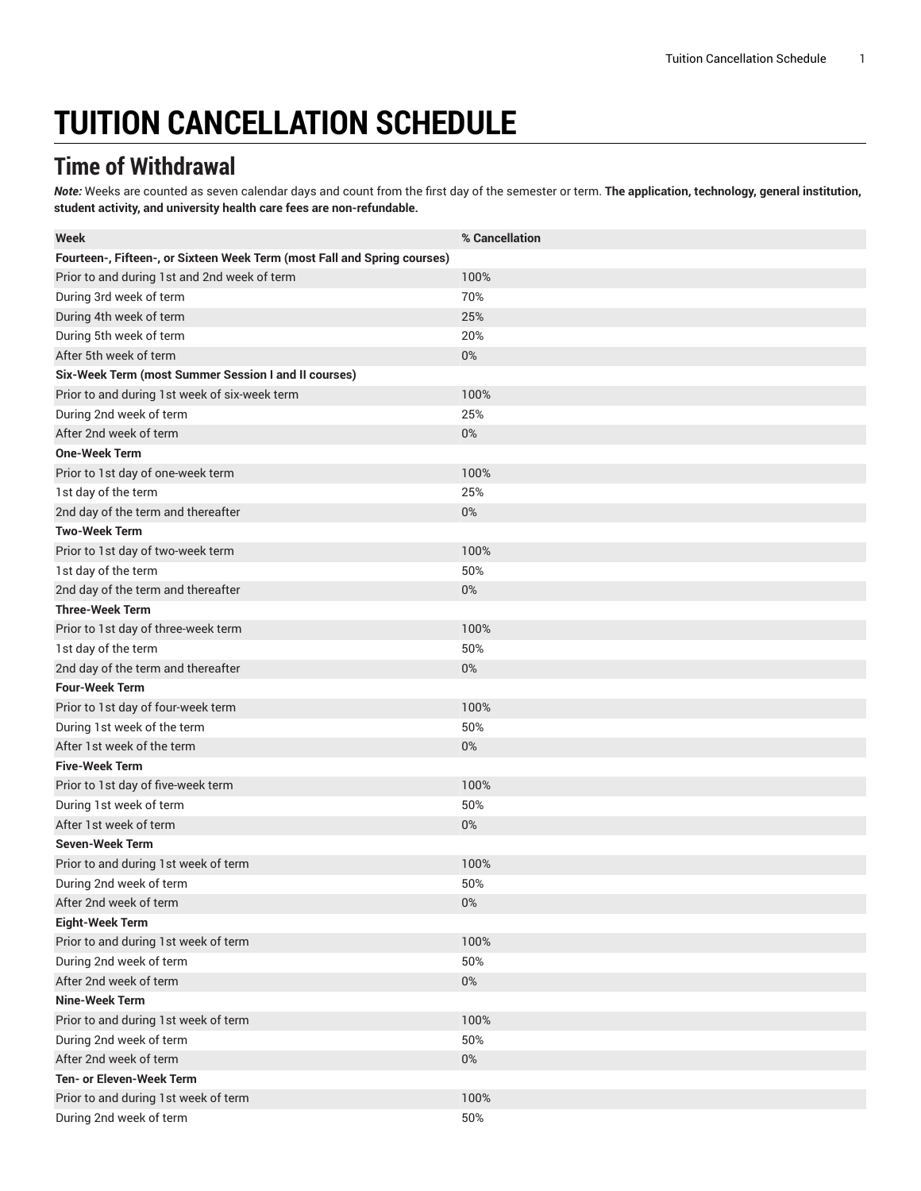# TUITION CANCELLATION SCHEDULE

## Time of Withdrawal

***Note:*** Weeks are counted as seven calendar days and count from the first day of the semester or term. **The application, technology, general institution, student activity, and university health care fees are non-refundable.**

| Week | % Cancellation |
| --- | --- |
| **Fourteen-, Fifteen-, or Sixteen Week Term (most Fall and Spring courses)** | |
| Prior to and during 1st and 2nd week of term | 100% |
| During 3rd week of term | 70% |
| During 4th week of term | 25% |
| During 5th week of term | 20% |
| After 5th week of term | 0% |
| **Six-Week Term (most Summer Session I and II courses)** | |
| Prior to and during 1st week of six-week term | 100% |
| During 2nd week of term | 25% |
| After 2nd week of term | 0% |
| **One-Week Term** | |
| Prior to 1st day of one-week term | 100% |
| 1st day of the term | 25% |
| 2nd day of the term and thereafter | 0% |
| **Two-Week Term** | |
| Prior to 1st day of two-week term | 100% |
| 1st day of the term | 50% |
| 2nd day of the term and thereafter | 0% |
| **Three-Week Term** | |
| Prior to 1st day of three-week term | 100% |
| 1st day of the term | 50% |
| 2nd day of the term and thereafter | 0% |
| **Four-Week Term** | |
| Prior to 1st day of four-week term | 100% |
| During 1st week of the term | 50% |
| After 1st week of the term | 0% |
| **Five-Week Term** | |
| Prior to 1st day of five-week term | 100% |
| During 1st week of term | 50% |
| After 1st week of term | 0% |
| **Seven-Week Term** | |
| Prior to and during 1st week of term | 100% |
| During 2nd week of term | 50% |
| After 2nd week of term | 0% |
| **Eight-Week Term** | |
| Prior to and during 1st week of term | 100% |
| During 2nd week of term | 50% |
| After 2nd week of term | 0% |
| **Nine-Week Term** | |
| Prior to and during 1st week of term | 100% |
| During 2nd week of term | 50% |
| After 2nd week of term | 0% |
| **Ten- or Eleven-Week Term** | |
| Prior to and during 1st week of term | 100% |
| During 2nd week of term | 50% |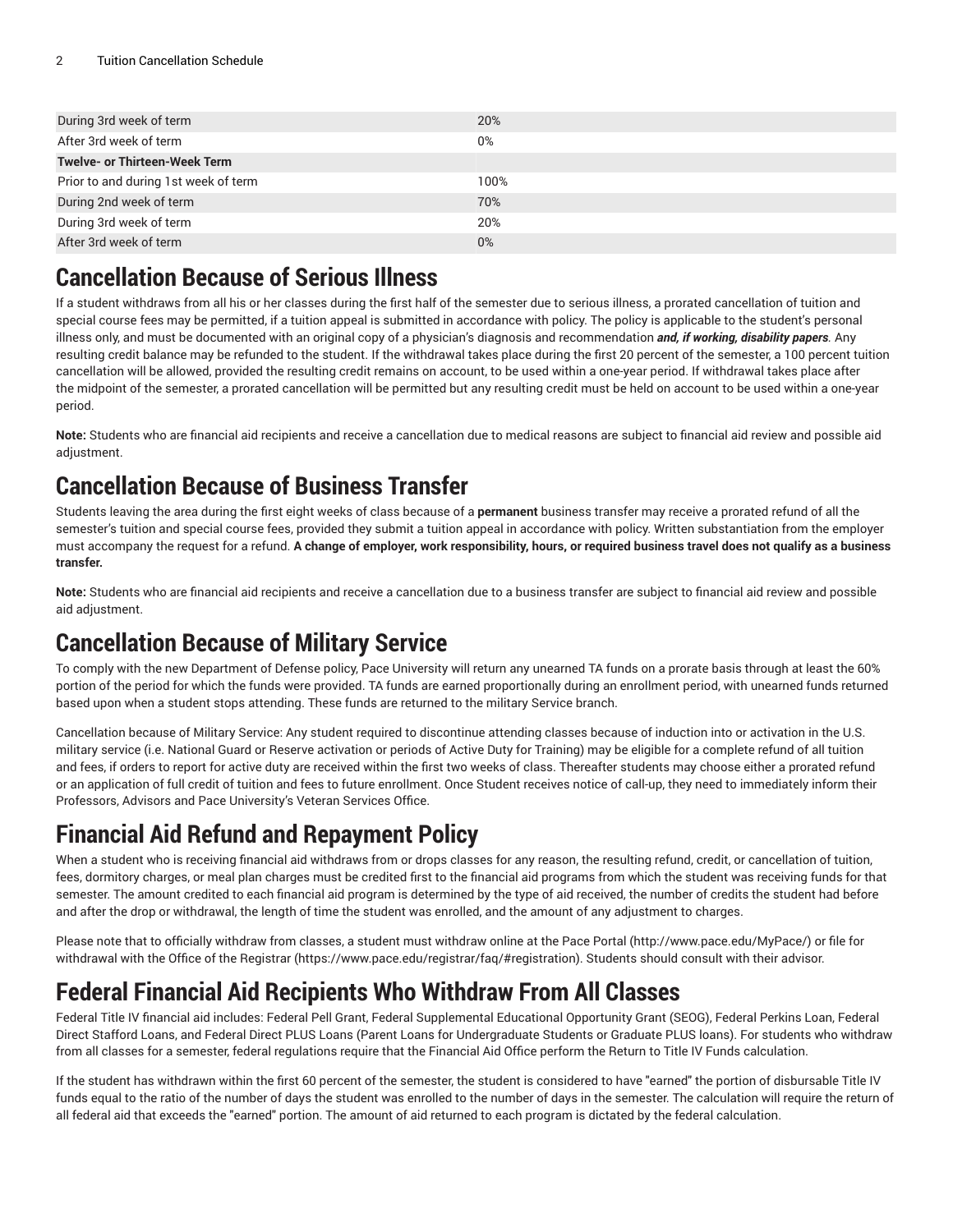| | |
|---|---|
| During 3rd week of term | 20% |
| After 3rd week of term | 0% |
| **Twelve- or Thirteen-Week Term** | |
| Prior to and during 1st week of term | 100% |
| During 2nd week of term | 70% |
| During 3rd week of term | 20% |
| After 3rd week of term | 0% |

# Cancellation Because of Serious Illness

If a student withdraws from all his or her classes during the first half of the semester due to serious illness, a prorated cancellation of tuition and special course fees may be permitted, if a tuition appeal is submitted in accordance with policy. The policy is applicable to the student's personal illness only, and must be documented with an original copy of a physician's diagnosis and recommendation ***and, if working, disability papers***. Any resulting credit balance may be refunded to the student. If the withdrawal takes place during the first 20 percent of the semester, a 100 percent tuition cancellation will be allowed, provided the resulting credit remains on account, to be used within a one-year period. If withdrawal takes place after the midpoint of the semester, a prorated cancellation will be permitted but any resulting credit must be held on account to be used within a one-year period.

**Note:** Students who are financial aid recipients and receive a cancellation due to medical reasons are subject to financial aid review and possible aid adjustment.

# Cancellation Because of Business Transfer

Students leaving the area during the first eight weeks of class because of a **permanent** business transfer may receive a prorated refund of all the semester's tuition and special course fees, provided they submit a tuition appeal in accordance with policy. Written substantiation from the employer must accompany the request for a refund. **A change of employer, work responsibility, hours, or required business travel does not qualify as a business transfer.**

**Note:** Students who are financial aid recipients and receive a cancellation due to a business transfer are subject to financial aid review and possible aid adjustment.

# Cancellation Because of Military Service

To comply with the new Department of Defense policy, Pace University will return any unearned TA funds on a prorate basis through at least the 60% portion of the period for which the funds were provided. TA funds are earned proportionally during an enrollment period, with unearned funds returned based upon when a student stops attending. These funds are returned to the military Service branch.

Cancellation because of Military Service: Any student required to discontinue attending classes because of induction into or activation in the U.S. military service (i.e. National Guard or Reserve activation or periods of Active Duty for Training) may be eligible for a complete refund of all tuition and fees, if orders to report for active duty are received within the first two weeks of class. Thereafter students may choose either a prorated refund or an application of full credit of tuition and fees to future enrollment. Once Student receives notice of call-up, they need to immediately inform their Professors, Advisors and Pace University's Veteran Services Office.

# Financial Aid Refund and Repayment Policy

When a student who is receiving financial aid withdraws from or drops classes for any reason, the resulting refund, credit, or cancellation of tuition, fees, dormitory charges, or meal plan charges must be credited first to the financial aid programs from which the student was receiving funds for that semester. The amount credited to each financial aid program is determined by the type of aid received, the number of credits the student had before and after the drop or withdrawal, the length of time the student was enrolled, and the amount of any adjustment to charges.

Please note that to officially withdraw from classes, a student must withdraw online at the Pace Portal (http://www.pace.edu/MyPace/) or file for withdrawal with the Office of the Registrar (https://www.pace.edu/registrar/faq/#registration). Students should consult with their advisor.

# Federal Financial Aid Recipients Who Withdraw From All Classes

Federal Title IV financial aid includes: Federal Pell Grant, Federal Supplemental Educational Opportunity Grant (SEOG), Federal Perkins Loan, Federal Direct Stafford Loans, and Federal Direct PLUS Loans (Parent Loans for Undergraduate Students or Graduate PLUS loans). For students who withdraw from all classes for a semester, federal regulations require that the Financial Aid Office perform the Return to Title IV Funds calculation.

If the student has withdrawn within the first 60 percent of the semester, the student is considered to have "earned" the portion of disbursable Title IV funds equal to the ratio of the number of days the student was enrolled to the number of days in the semester. The calculation will require the return of all federal aid that exceeds the "earned" portion. The amount of aid returned to each program is dictated by the federal calculation.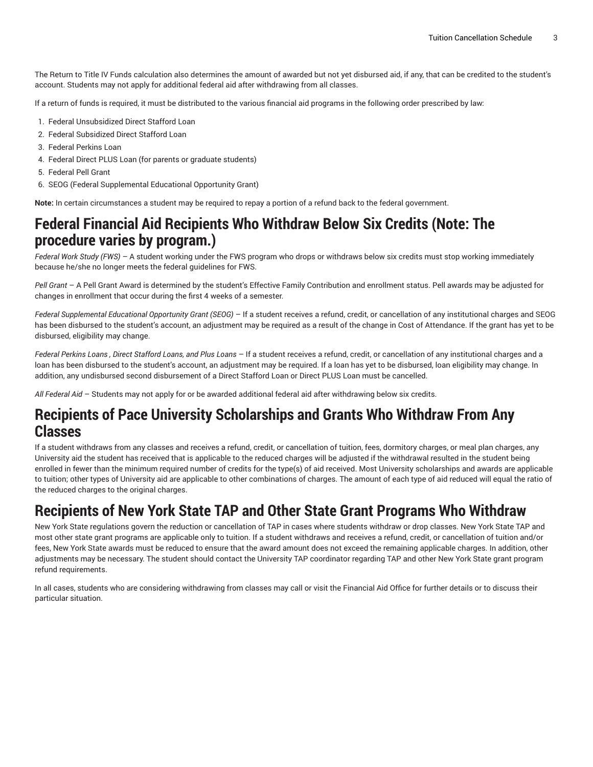The Return to Title IV Funds calculation also determines the amount of awarded but not yet disbursed aid, if any, that can be credited to the student's account. Students may not apply for additional federal aid after withdrawing from all classes.

If a return of funds is required, it must be distributed to the various financial aid programs in the following order prescribed by law:

1. Federal Unsubsidized Direct Stafford Loan
2. Federal Subsidized Direct Stafford Loan
3. Federal Perkins Loan
4. Federal Direct PLUS Loan (for parents or graduate students)
5. Federal Pell Grant
6. SEOG (Federal Supplemental Educational Opportunity Grant)

**Note:** In certain circumstances a student may be required to repay a portion of a refund back to the federal government.

## Federal Financial Aid Recipients Who Withdraw Below Six Credits (Note: The procedure varies by program.)

*Federal Work Study (FWS)* – A student working under the FWS program who drops or withdraws below six credits must stop working immediately because he/she no longer meets the federal guidelines for FWS.

*Pell Grant* – A Pell Grant Award is determined by the student's Effective Family Contribution and enrollment status. Pell awards may be adjusted for changes in enrollment that occur during the first 4 weeks of a semester.

*Federal Supplemental Educational Opportunity Grant (SEOG)* – If a student receives a refund, credit, or cancellation of any institutional charges and SEOG has been disbursed to the student's account, an adjustment may be required as a result of the change in Cost of Attendance. If the grant has yet to be disbursed, eligibility may change.

*Federal Perkins Loans , Direct Stafford Loans, and Plus Loans* – If a student receives a refund, credit, or cancellation of any institutional charges and a loan has been disbursed to the student's account, an adjustment may be required. If a loan has yet to be disbursed, loan eligibility may change. In addition, any undisbursed second disbursement of a Direct Stafford Loan or Direct PLUS Loan must be cancelled.

*All Federal Aid* – Students may not apply for or be awarded additional federal aid after withdrawing below six credits.

## Recipients of Pace University Scholarships and Grants Who Withdraw From Any Classes

If a student withdraws from any classes and receives a refund, credit, or cancellation of tuition, fees, dormitory charges, or meal plan charges, any University aid the student has received that is applicable to the reduced charges will be adjusted if the withdrawal resulted in the student being enrolled in fewer than the minimum required number of credits for the type(s) of aid received. Most University scholarships and awards are applicable to tuition; other types of University aid are applicable to other combinations of charges. The amount of each type of aid reduced will equal the ratio of the reduced charges to the original charges.

## Recipients of New York State TAP and Other State Grant Programs Who Withdraw

New York State regulations govern the reduction or cancellation of TAP in cases where students withdraw or drop classes. New York State TAP and most other state grant programs are applicable only to tuition. If a student withdraws and receives a refund, credit, or cancellation of tuition and/or fees, New York State awards must be reduced to ensure that the award amount does not exceed the remaining applicable charges. In addition, other adjustments may be necessary. The student should contact the University TAP coordinator regarding TAP and other New York State grant program refund requirements.

In all cases, students who are considering withdrawing from classes may call or visit the Financial Aid Office for further details or to discuss their particular situation.